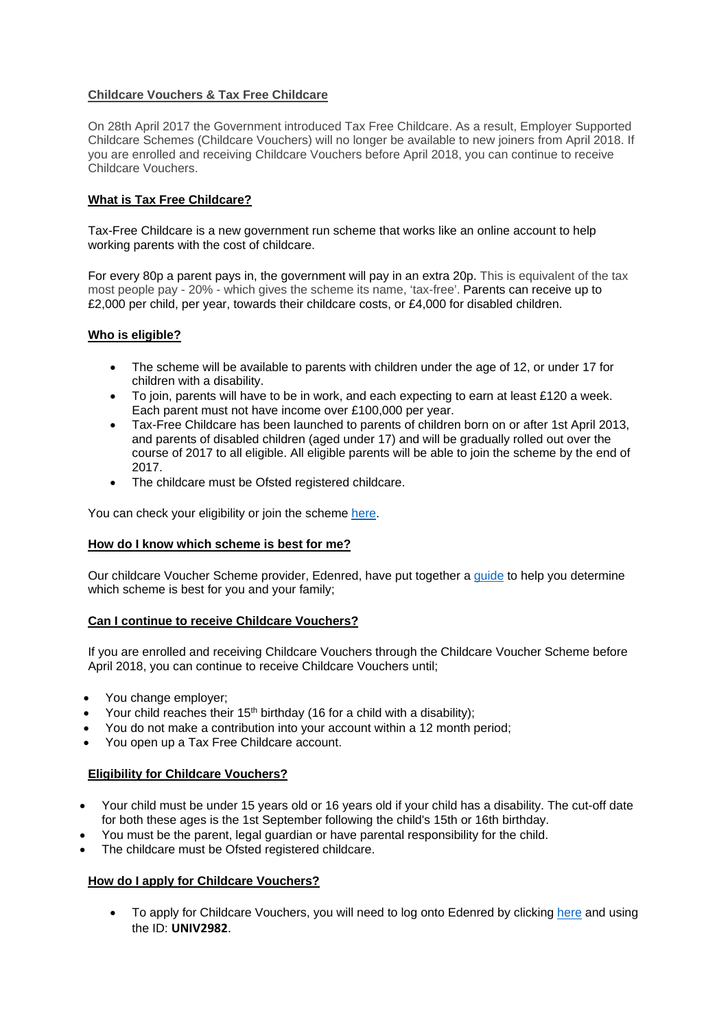## Childcare Vouchers & Tax Free Childcare

On 28th April 2017 the Government introduced Tax Free Childcare. As a result, Employer Supported Childcare Schemes (Childcare Vouchers) will no longer be available to new joiners from April 2018. If you are enrolled and receiving Childcare Vouchers before April 2018, you can continue to receive Childcare Vouchers.

### What is Tax Free Childcare?

Tax-Free Childcare is a new government run scheme that works like an online account to help working parents with the cost of childcare.

For every 80p a parent pays in, the government will pay in an extra 20p. This is equivalent of the tax most people pay - 20% - which gives the scheme its name, 'tax-free'. Parents can receive up to £2,000 per child, per year, towards their childcare costs, or £4,000 for disabled children.

### Who is eligible?

- The scheme will be available to parents with children under the age of 12, or under 17 for children with a disability.
- To join, parents will have to be in work, and each expecting to earn at least £120 a week. Each parent must not have income over £100,000 per year.
- Tax-Free Childcare has been launched to parents of children born on or after 1st April 2013, and parents of disabled children (aged under 17) and will be gradually rolled out over the course of 2017 to all eligible. All eligible parents will be able to join the scheme by the end of 2017.
- The childcare must be Ofsted registered childcare.

You can check your eligibility or join the scheme here.

### How do I know which scheme is best for me?

Our childcare Voucher Scheme provider, Edenred, have put together a guide to help you determine which scheme is best for you and your family;

### Can I continue to receive Childcare Vouchers?

If you are enrolled and receiving Childcare Vouchers through the Childcare Voucher Scheme before April 2018, you can continue to receive Childcare Vouchers until;

- You change employer;
- Your child reaches their 15th birthday (16 for a child with a disability);
- You do not make a contribution into your account within a 12 month period;
- You open up a Tax Free Childcare account.

### Eligibility for Childcare Vouchers?

- Your child must be under 15 years old or 16 years old if your child has a disability. The cut-off date for both these ages is the 1st September following the child's 15th or 16th birthday.
- You must be the parent, legal guardian or have parental responsibility for the child.
- The childcare must be Ofsted registered childcare.

### How do I apply for Childcare Vouchers?

- To apply for Childcare Vouchers, you will need to log onto Edenred by clicking here and using the ID: **UNIV2982**.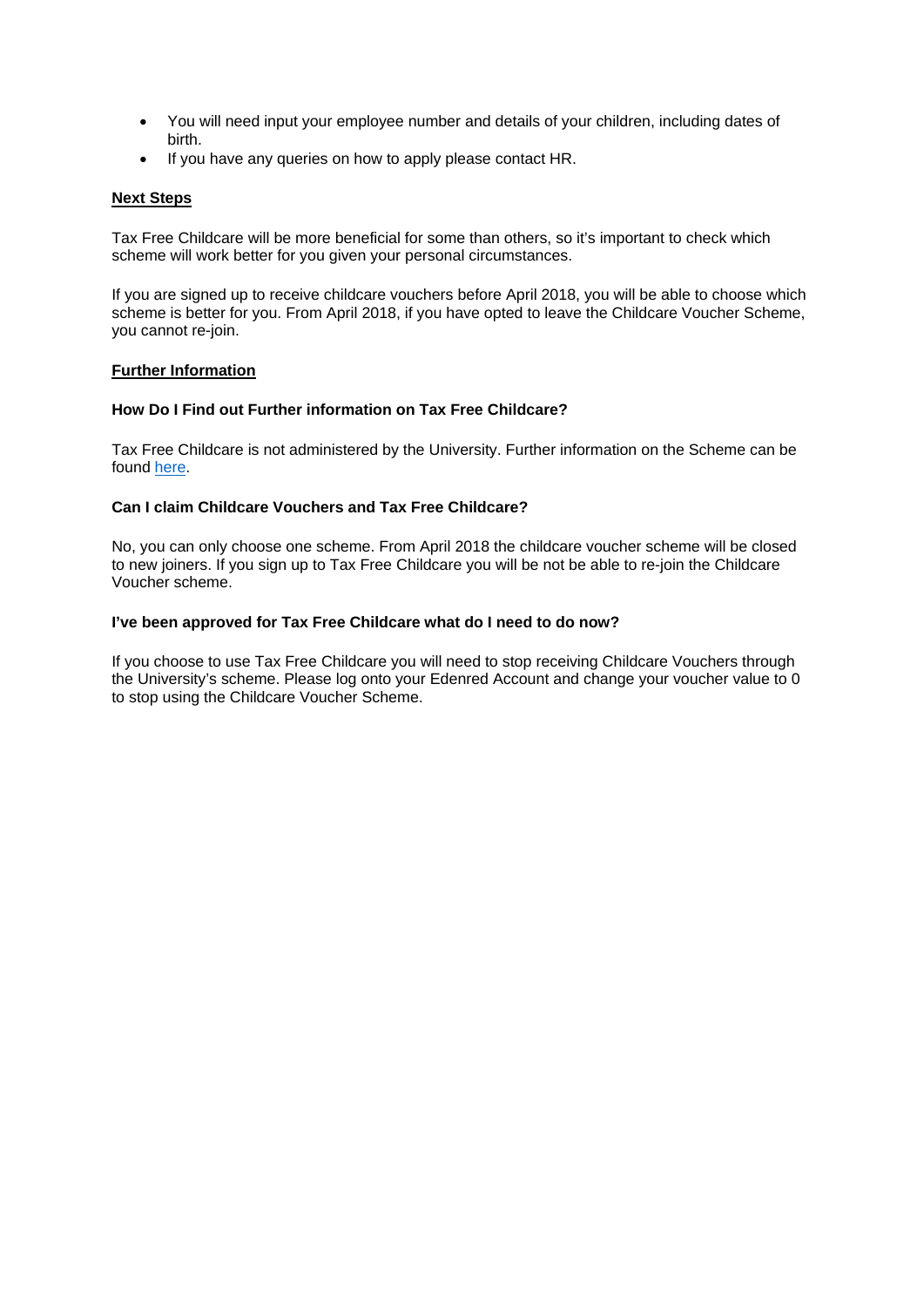- You will need input your employee number and details of your children, including dates of birth.
- If you have any queries on how to apply please contact HR.

## Next Steps

Tax Free Childcare will be more beneficial for some than others, so it's important to check which scheme will work better for you given your personal circumstances.

If you are signed up to receive childcare vouchers before April 2018, you will be able to choose which scheme is better for you. From April 2018, if you have opted to leave the Childcare Voucher Scheme, you cannot re-join.

## Further Information

### How Do I Find out Further information on Tax Free Childcare?

Tax Free Childcare is not administered by the University. Further information on the Scheme can be found here.

### Can I claim Childcare Vouchers and Tax Free Childcare?

No, you can only choose one scheme. From April 2018 the childcare voucher scheme will be closed to new joiners. If you sign up to Tax Free Childcare you will be not be able to re-join the Childcare Voucher scheme.

### I've been approved for Tax Free Childcare what do I need to do now?

If you choose to use Tax Free Childcare you will need to stop receiving Childcare Vouchers through the University's scheme. Please log onto your Edenred Account and change your voucher value to 0 to stop using the Childcare Voucher Scheme.